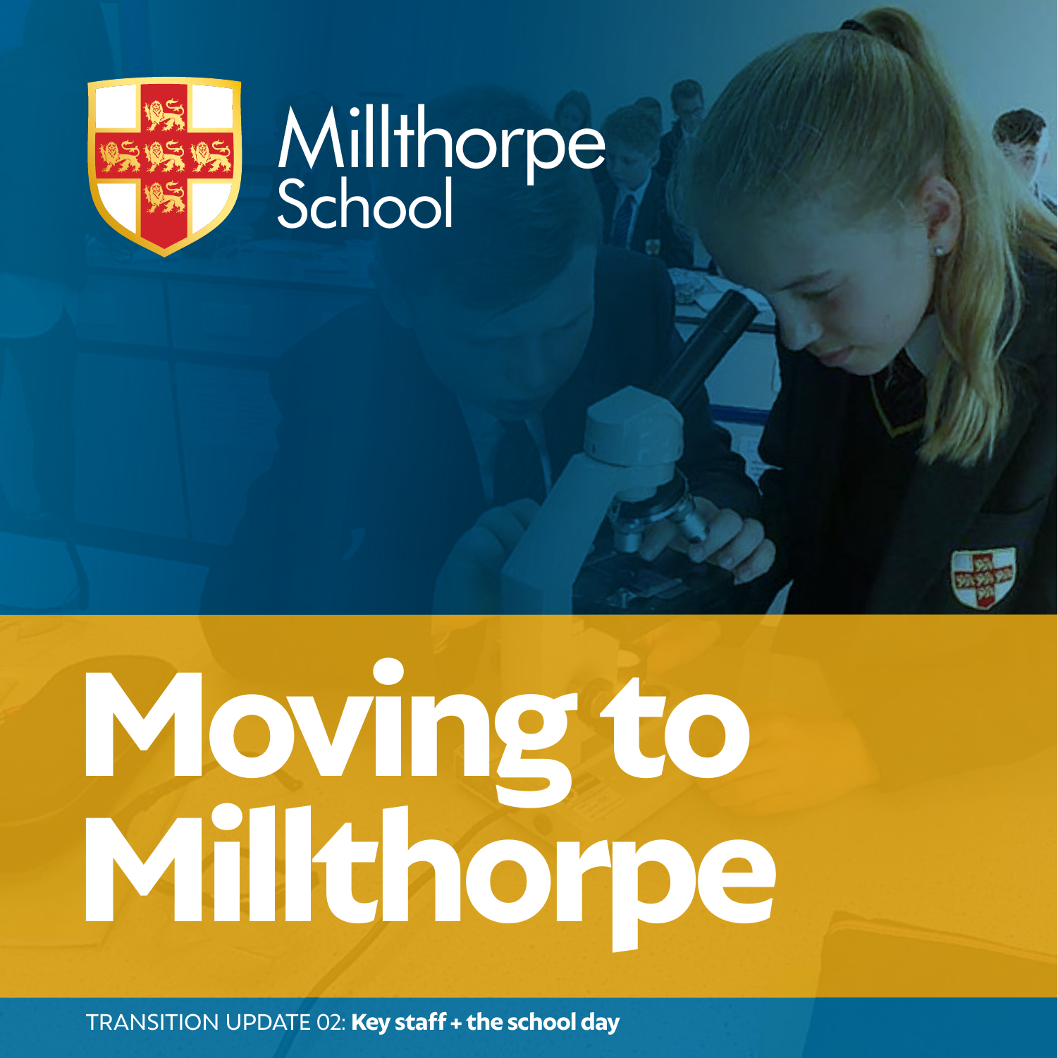Millthorpe School

# Moving to Millthorpe

TRANSITION UPDATE 02: **Key staff + the school day**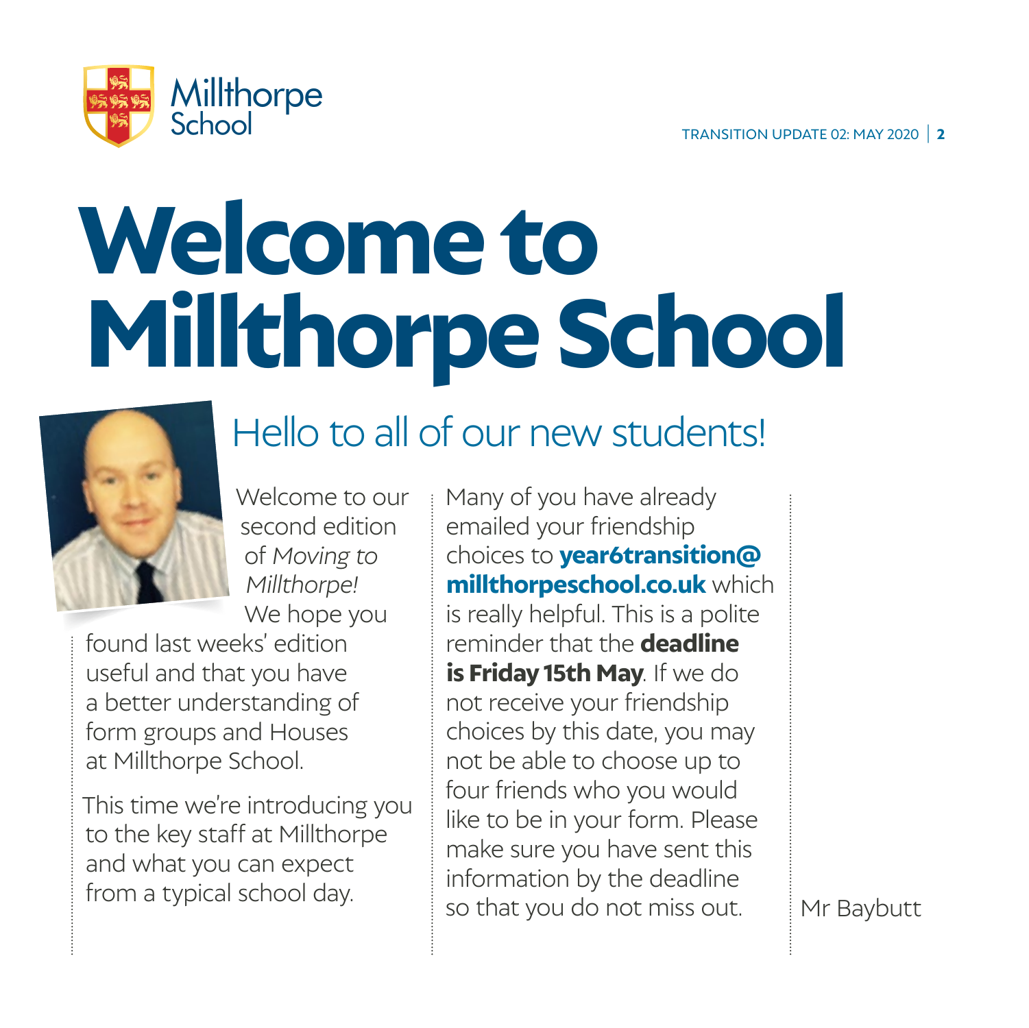# Welcome to Millthorpe School

## Hello to all of our new students!

Welcome to our second edition of *Moving to Millthorpe!* We hope you found last weeks' edition useful and that you have a better understanding of form groups and Houses at Millthorpe School.

This time we're introducing you to the key staff at Millthorpe and what you can expect from a typical school day.

Many of you have already emailed your friendship choices to **year6transition@millthorpeschool.co.uk** which is really helpful. This is a polite reminder that the **deadline is Friday 15th May**. If we do not receive your friendship choices by this date, you may not be able to choose up to four friends who you would like to be in your form. Please make sure you have sent this information by the deadline so that you do not miss out.

Mr Baybutt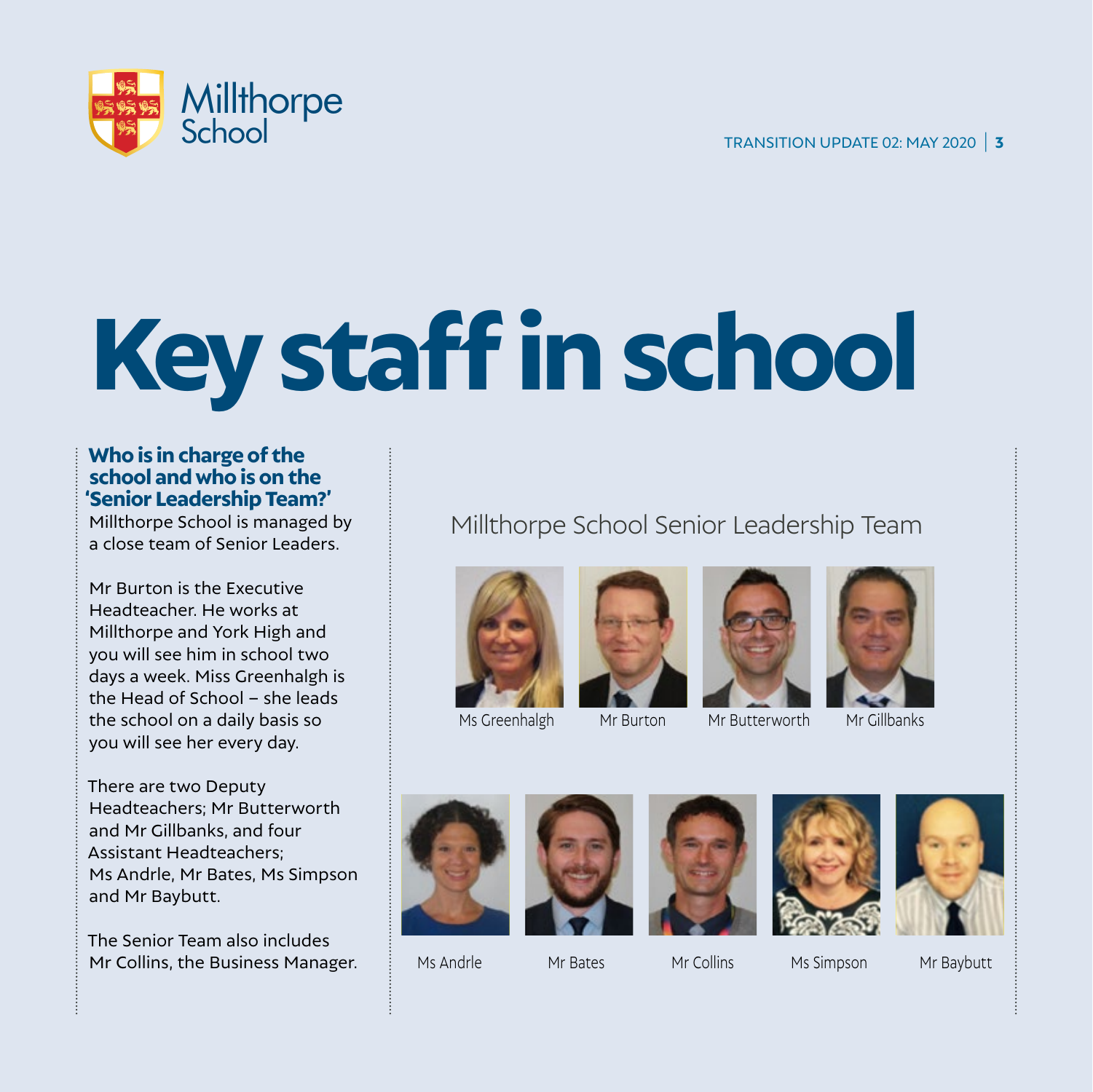# Key staff in school

### Who is in charge of the school and who is on the 'Senior Leadership Team?'

Millthorpe School is managed by a close team of Senior Leaders.

Mr Burton is the Executive Headteacher. He works at Millthorpe and York High and you will see him in school two days a week. Miss Greenhalgh is the Head of School – she leads the school on a daily basis so you will see her every day.

There are two Deputy Headteachers; Mr Butterworth and Mr Gillbanks, and four Assistant Headteachers; Ms Andrle, Mr Bates, Ms Simpson and Mr Baybutt.

The Senior Team also includes Mr Collins, the Business Manager.

## Millthorpe School Senior Leadership Team

Ms Greenhalgh

Mr Burton

Mr Butterworth

Mr Gillbanks

Ms Andrle

Mr Bates

Mr Collins

Ms Simpson

Mr Baybutt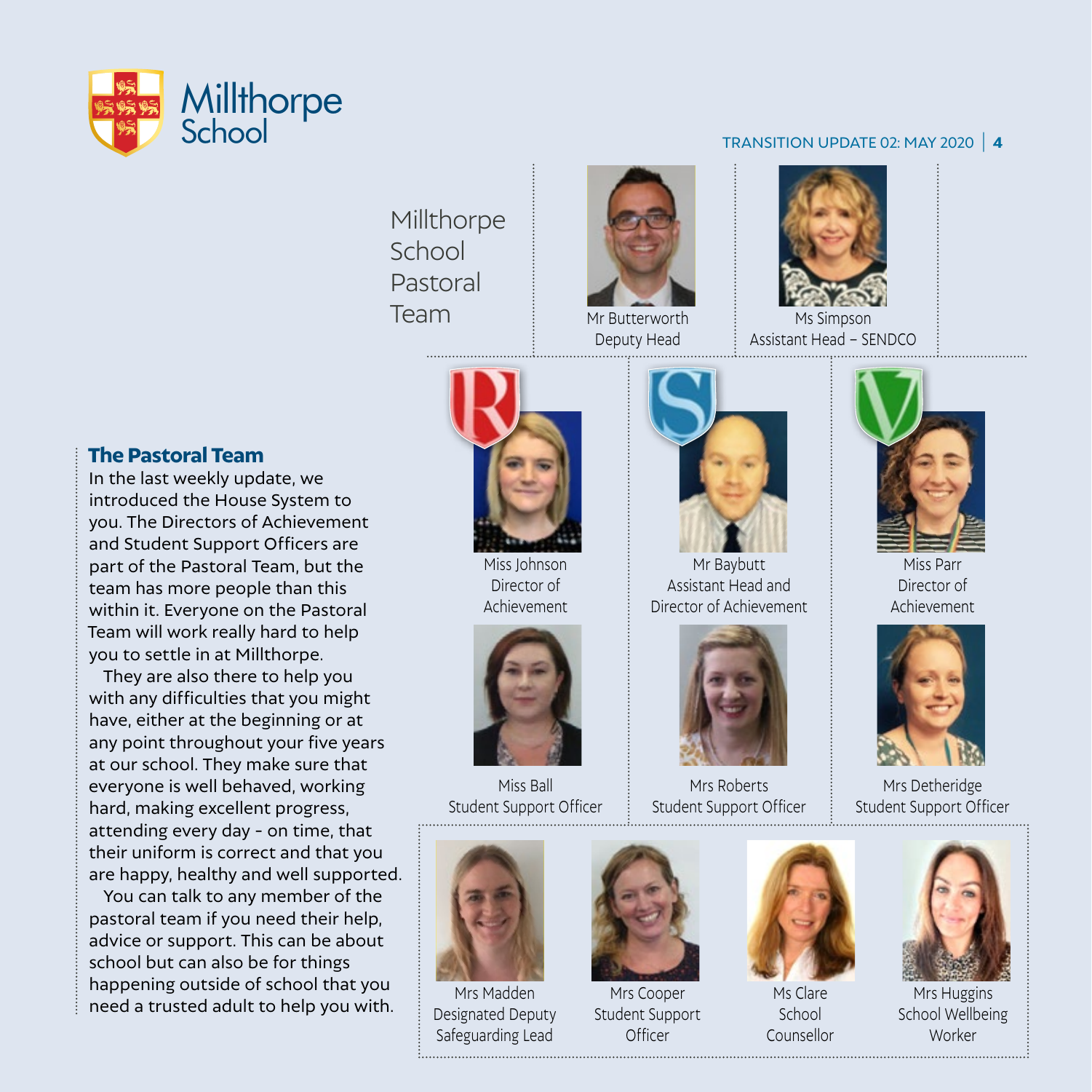# Millthorpe School Pastoral Team

## The Pastoral Team

In the last weekly update, we introduced the House System to you. The Directors of Achievement and Student Support Officers are part of the Pastoral Team, but the team has more people than this within it. Everyone on the Pastoral Team will work really hard to help you to settle in at Millthorpe.

They are also there to help you with any difficulties that you might have, either at the beginning or at any point throughout your five years at our school. They make sure that everyone is well behaved, working hard, making excellent progress, attending every day - on time, that their uniform is correct and that you are happy, healthy and well supported.

You can talk to any member of the pastoral team if you need their help, advice or support. This can be about school but can also be for things happening outside of school that you need a trusted adult to help you with.

Mr Butterworth
Deputy Head

Ms Simpson
Assistant Head – SENDCO

R

Miss Johnson
Director of Achievement

Miss Ball
Student Support Officer

S

Mr Baybutt
Assistant Head and Director of Achievement

Mrs Roberts
Student Support Officer

V

Miss Parr
Director of Achievement

Mrs Detheridge
Student Support Officer

Mrs Madden
Designated Deputy Safeguarding Lead

Mrs Cooper
Student Support Officer

Ms Clare
School Counsellor

Mrs Huggins
School Wellbeing Worker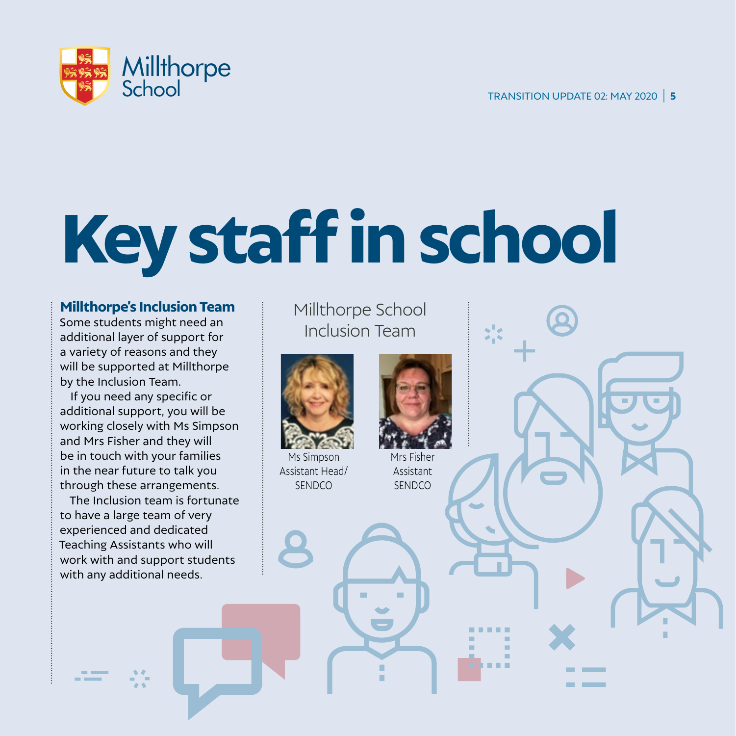# Key staff in school

## Millthorpe's Inclusion Team

Some students might need an additional layer of support for a variety of reasons and they will be supported at Millthorpe by the Inclusion Team.

If you need any specific or additional support, you will be working closely with Ms Simpson and Mrs Fisher and they will be in touch with your families in the near future to talk you through these arrangements.

The Inclusion team is fortunate to have a large team of very experienced and dedicated Teaching Assistants who will work with and support students with any additional needs.

### Millthorpe School Inclusion Team

Ms Simpson
Assistant Head/
SENDCO

Mrs Fisher
Assistant
SENDCO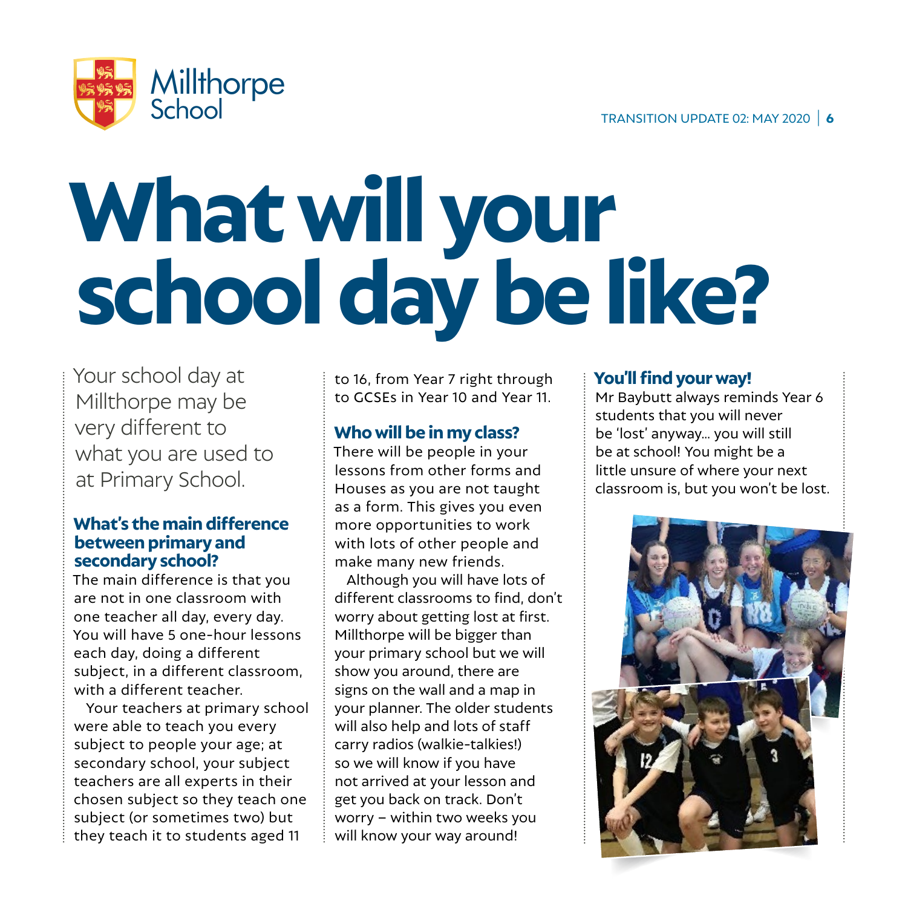# What will your school day be like?

Your school day at Millthorpe may be very different to what you are used to at Primary School.

## What's the main difference between primary and secondary school?

The main difference is that you are not in one classroom with one teacher all day, every day. You will have 5 one-hour lessons each day, doing a different subject, in a different classroom, with a different teacher.

Your teachers at primary school were able to teach you every subject to people your age; at secondary school, your subject teachers are all experts in their chosen subject so they teach one subject (or sometimes two) but they teach it to students aged 11 to 16, from Year 7 right through to GCSEs in Year 10 and Year 11.

## Who will be in my class?

There will be people in your lessons from other forms and Houses as you are not taught as a form. This gives you even more opportunities to work with lots of other people and make many new friends.

Although you will have lots of different classrooms to find, don't worry about getting lost at first. Millthorpe will be bigger than your primary school but we will show you around, there are signs on the wall and a map in your planner. The older students will also help and lots of staff carry radios (walkie-talkies!) so we will know if you have not arrived at your lesson and get you back on track. Don't worry – within two weeks you will know your way around!

## You'll find your way!

Mr Baybutt always reminds Year 6 students that you will never be 'lost' anyway... you will still be at school! You might be a little unsure of where your next classroom is, but you won't be lost.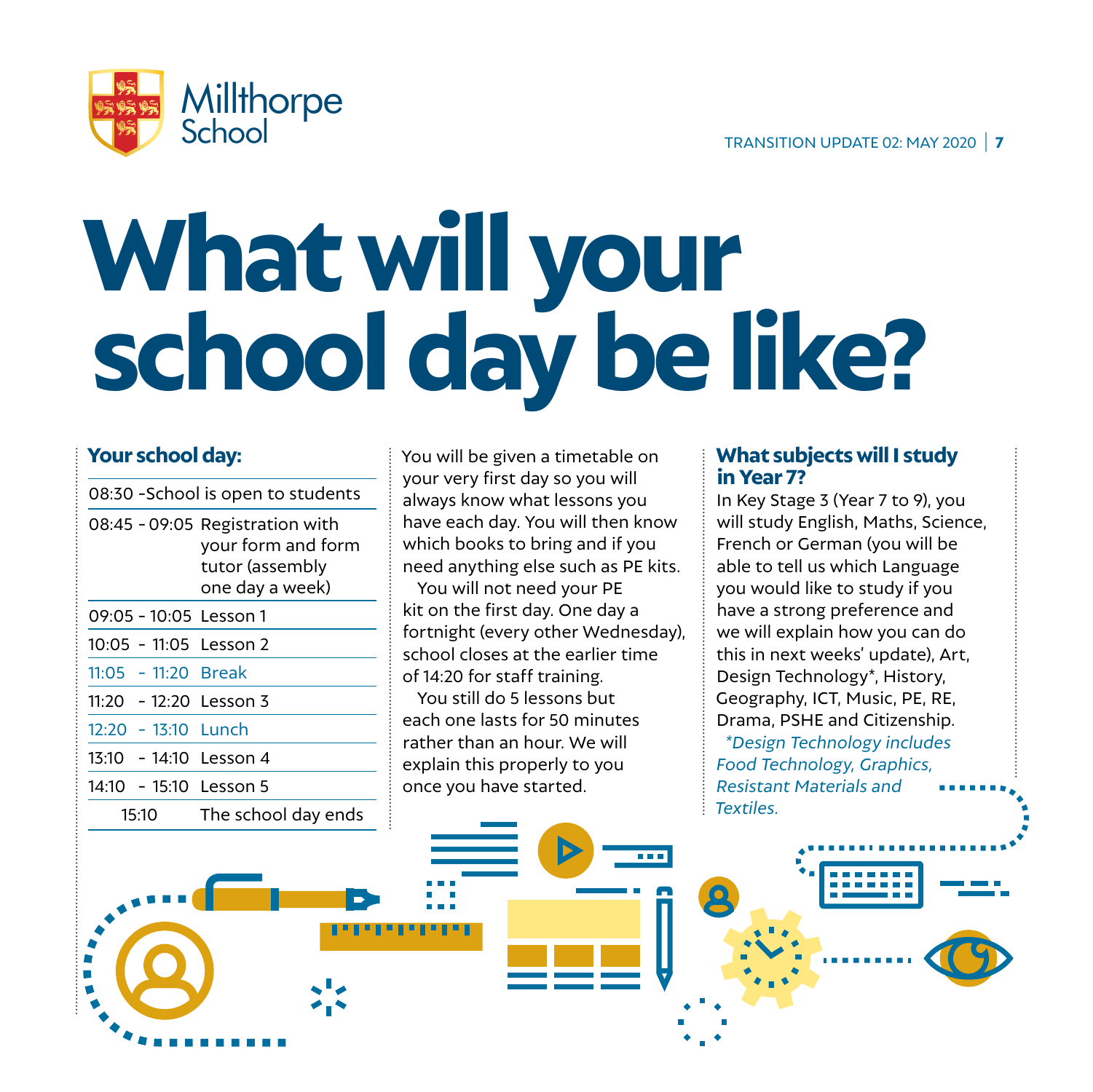# What will your school day be like?

## Your school day:

| Time | |
|---|---|
| 08:30 - | School is open to students |
| 08:45 - 09:05 | Registration with your form and form tutor (assembly one day a week) |
| 09:05 - 10:05 | Lesson 1 |
| 10:05 - 11:05 | Lesson 2 |
| 11:05 - 11:20 | Break |
| 11:20 - 12:20 | Lesson 3 |
| 12:20 - 13:10 | Lunch |
| 13:10 - 14:10 | Lesson 4 |
| 14:10 - 15:10 | Lesson 5 |
| 15:10 | The school day ends |

You will be given a timetable on your very first day so you will always know what lessons you have each day. You will then know which books to bring and if you need anything else such as PE kits.

You will not need your PE kit on the first day. One day a fortnight (every other Wednesday), school closes at the earlier time of 14:20 for staff training.

You still do 5 lessons but each one lasts for 50 minutes rather than an hour. We will explain this properly to you once you have started.

## What subjects will I study in Year 7?

In Key Stage 3 (Year 7 to 9), you will study English, Maths, Science, French or German (you will be able to tell us which Language you would like to study if you have a strong preference and we will explain how you can do this in next weeks' update), Art, Design Technology*, History, Geography, ICT, Music, PE, RE, Drama, PSHE and Citizenship.

*\*Design Technology includes Food Technology, Graphics, Resistant Materials and Textiles.*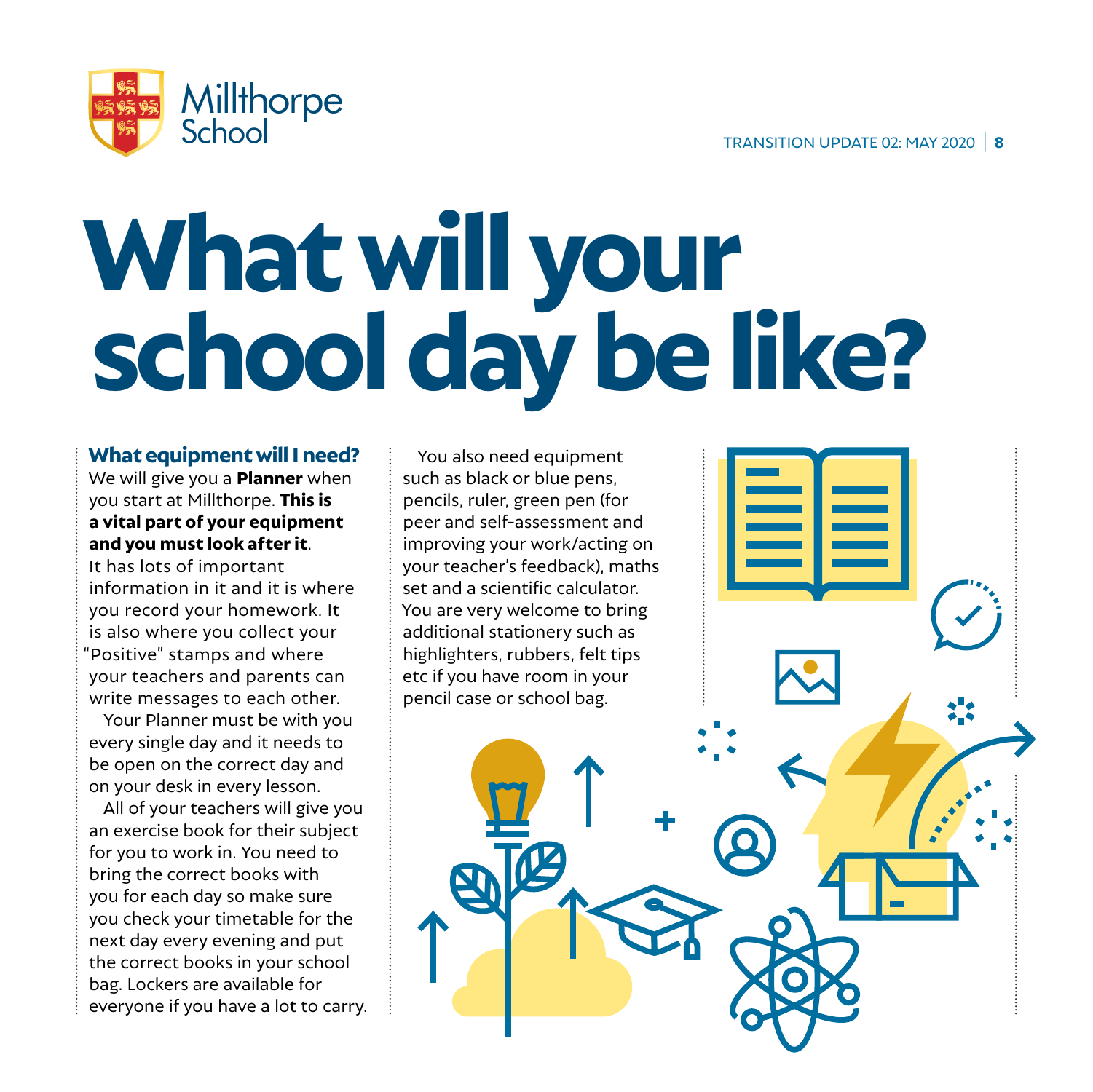# What will your school day be like?

### What equipment will I need?

We will give you a **Planner** when you start at Millthorpe. **This is a vital part of your equipment and you must look after it**. It has lots of important information in it and it is where you record your homework. It is also where you collect your "Positive" stamps and where your teachers and parents can write messages to each other.

Your Planner must be with you every single day and it needs to be open on the correct day and on your desk in every lesson.

All of your teachers will give you an exercise book for their subject for you to work in. You need to bring the correct books with you for each day so make sure you check your timetable for the next day every evening and put the correct books in your school bag. Lockers are available for everyone if you have a lot to carry.

You also need equipment such as black or blue pens, pencils, ruler, green pen (for peer and self-assessment and improving your work/acting on your teacher's feedback), maths set and a scientific calculator. You are very welcome to bring additional stationery such as highlighters, rubbers, felt tips etc if you have room in your pencil case or school bag.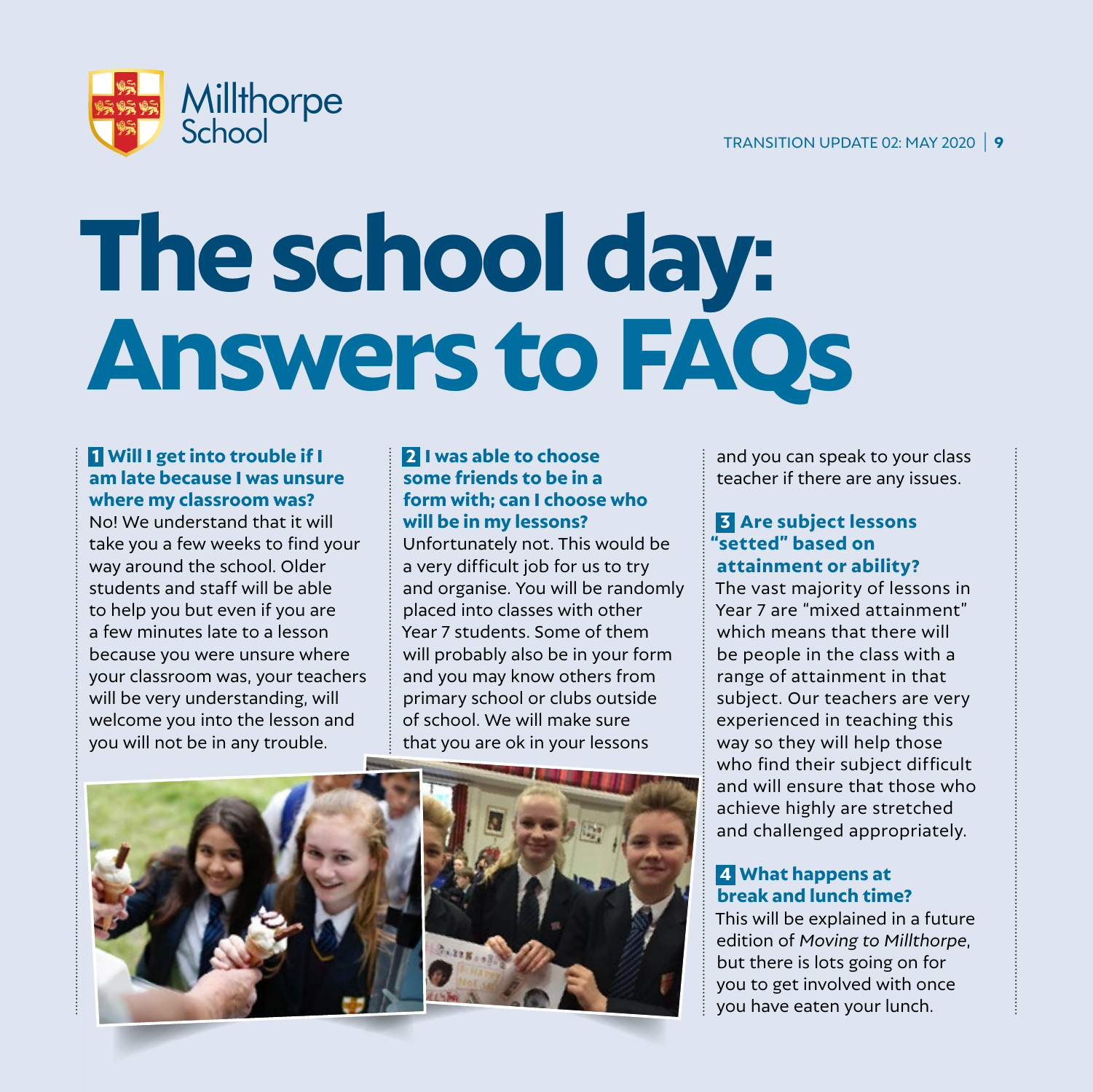# The school day: Answers to FAQs

### 1 Will I get into trouble if I am late because I was unsure where my classroom was?

No! We understand that it will take you a few weeks to find your way around the school. Older students and staff will be able to help you but even if you are a few minutes late to a lesson because you were unsure where your classroom was, your teachers will be very understanding, will welcome you into the lesson and you will not be in any trouble.

### 2 I was able to choose some friends to be in a form with; can I choose who will be in my lessons?

Unfortunately not. This would be a very difficult job for us to try and organise. You will be randomly placed into classes with other Year 7 students. Some of them will probably also be in your form and you may know others from primary school or clubs outside of school. We will make sure that you are ok in your lessons and you can speak to your class teacher if there are any issues.

### 3 Are subject lessons "setted" based on attainment or ability?

The vast majority of lessons in Year 7 are "mixed attainment" which means that there will be people in the class with a range of attainment in that subject. Our teachers are very experienced in teaching this way so they will help those who find their subject difficult and will ensure that those who achieve highly are stretched and challenged appropriately.

### 4 What happens at break and lunch time?

This will be explained in a future edition of *Moving to Millthorpe*, but there is lots going on for you to get involved with once you have eaten your lunch.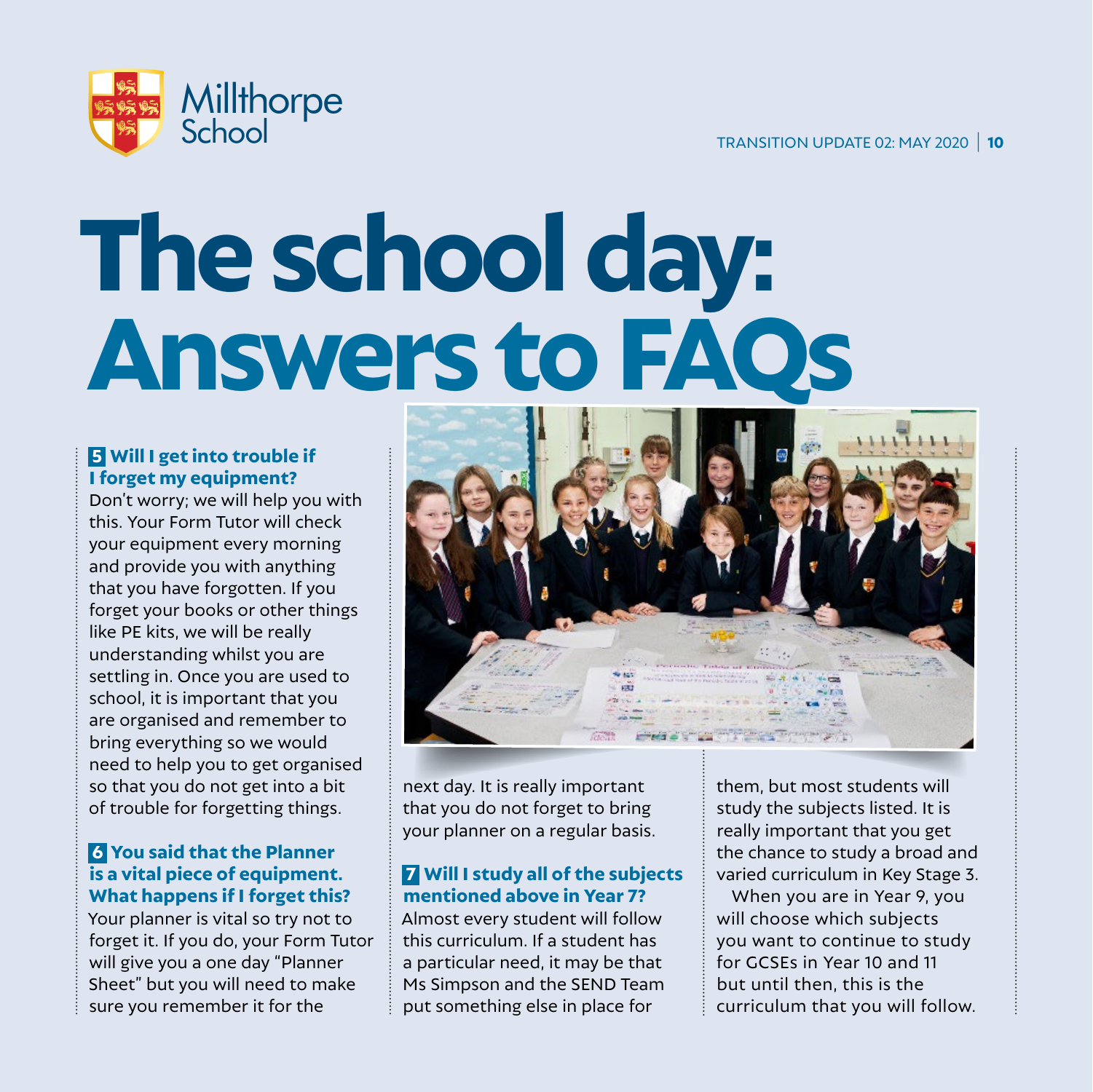# The school day: Answers to FAQs

### 5 Will I get into trouble if I forget my equipment?

Don't worry; we will help you with this. Your Form Tutor will check your equipment every morning and provide you with anything that you have forgotten. If you forget your books or other things like PE kits, we will be really understanding whilst you are settling in. Once you are used to school, it is important that you are organised and remember to bring everything so we would need to help you to get organised so that you do not get into a bit of trouble for forgetting things.

### 6 You said that the Planner is a vital piece of equipment. What happens if I forget this?

Your planner is vital so try not to forget it. If you do, your Form Tutor will give you a one day "Planner Sheet" but you will need to make sure you remember it for the next day. It is really important that you do not forget to bring your planner on a regular basis.

### 7 Will I study all of the subjects mentioned above in Year 7?

Almost every student will follow this curriculum. If a student has a particular need, it may be that Ms Simpson and the SEND Team put something else in place for them, but most students will study the subjects listed. It is really important that you get the chance to study a broad and varied curriculum in Key Stage 3.

When you are in Year 9, you will choose which subjects you want to continue to study for GCSEs in Year 10 and 11 but until then, this is the curriculum that you will follow.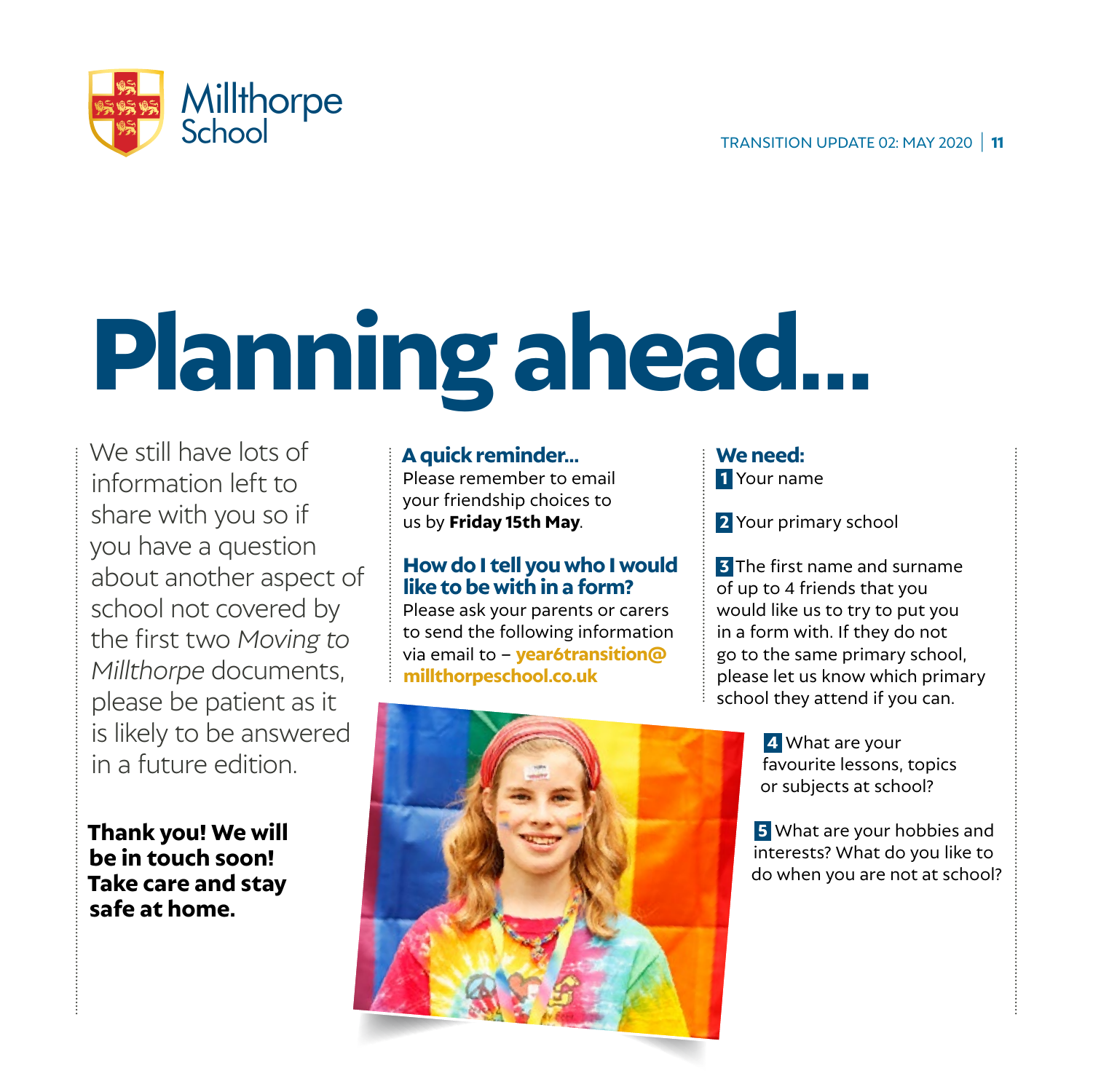# Planning ahead...

We still have lots of information left to share with you so if you have a question about another aspect of school not covered by the first two *Moving to Millthorpe* documents, please be patient as it is likely to be answered in a future edition.

**Thank you! We will be in touch soon! Take care and stay safe at home.**

### A quick reminder...

Please remember to email your friendship choices to us by **Friday 15th May**.

### How do I tell you who I would like to be with in a form?

Please ask your parents or carers to send the following information via email to – **year6transition@millthorpeschool.co.uk**

### We need:

1. Your name
2. Your primary school
3. The first name and surname of up to 4 friends that you would like us to try to put you in a form with. If they do not go to the same primary school, please let us know which primary school they attend if you can.
4. What are your favourite lessons, topics or subjects at school?
5. What are your hobbies and interests? What do you like to do when you are not at school?